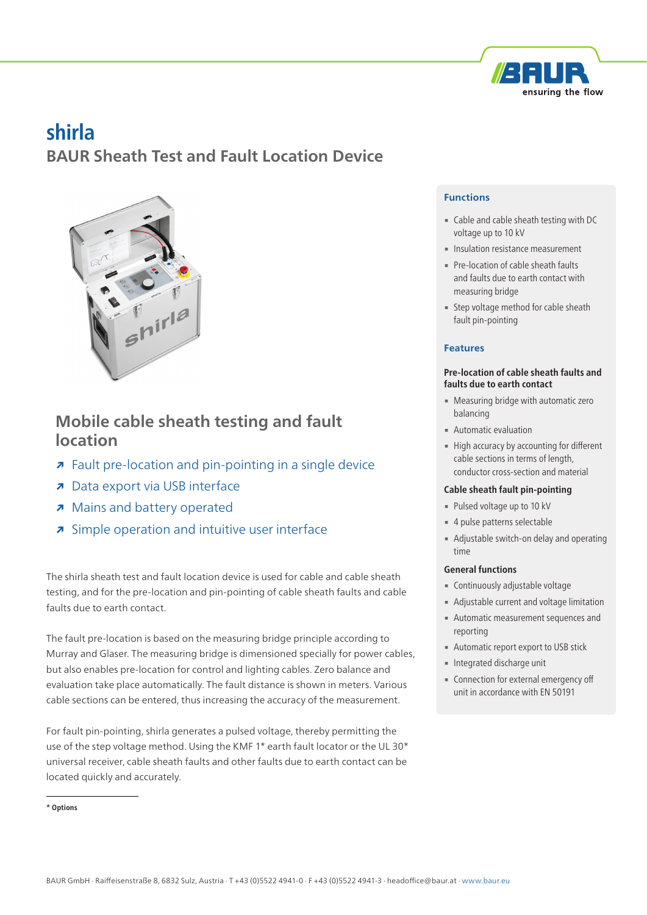# shirla

## BAUR Sheath Test and Fault Location Device

## Mobile cable sheath testing and fault location

- Fault pre-location and pin-pointing in a single device
- Data export via USB interface
- Mains and battery operated
- Simple operation and intuitive user interface

The shirla sheath test and fault location device is used for cable and cable sheath testing, and for the pre-location and pin-pointing of cable sheath faults and cable faults due to earth contact.

The fault pre-location is based on the measuring bridge principle according to Murray and Glaser. The measuring bridge is dimensioned specially for power cables, but also enables pre-location for control and lighting cables. Zero balance and evaluation take place automatically. The fault distance is shown in meters. Various cable sections can be entered, thus increasing the accuracy of the measurement.

For fault pin-pointing, shirla generates a pulsed voltage, thereby permitting the use of the step voltage method. Using the KMF 1* earth fault locator or the UL 30* universal receiver, cable sheath faults and other faults due to earth contact can be located quickly and accurately.

\* Options

### Functions

- Cable and cable sheath testing with DC voltage up to 10 kV
- Insulation resistance measurement
- Pre-location of cable sheath faults and faults due to earth contact with measuring bridge
- Step voltage method for cable sheath fault pin-pointing

### Features

**Pre-location of cable sheath faults and faults due to earth contact**

- Measuring bridge with automatic zero balancing
- Automatic evaluation
- High accuracy by accounting for different cable sections in terms of length, conductor cross-section and material

**Cable sheath fault pin-pointing**

- Pulsed voltage up to 10 kV
- 4 pulse patterns selectable
- Adjustable switch-on delay and operating time

**General functions**

- Continuously adjustable voltage
- Adjustable current and voltage limitation
- Automatic measurement sequences and reporting
- Automatic report export to USB stick
- Integrated discharge unit
- Connection for external emergency off unit in accordance with EN 50191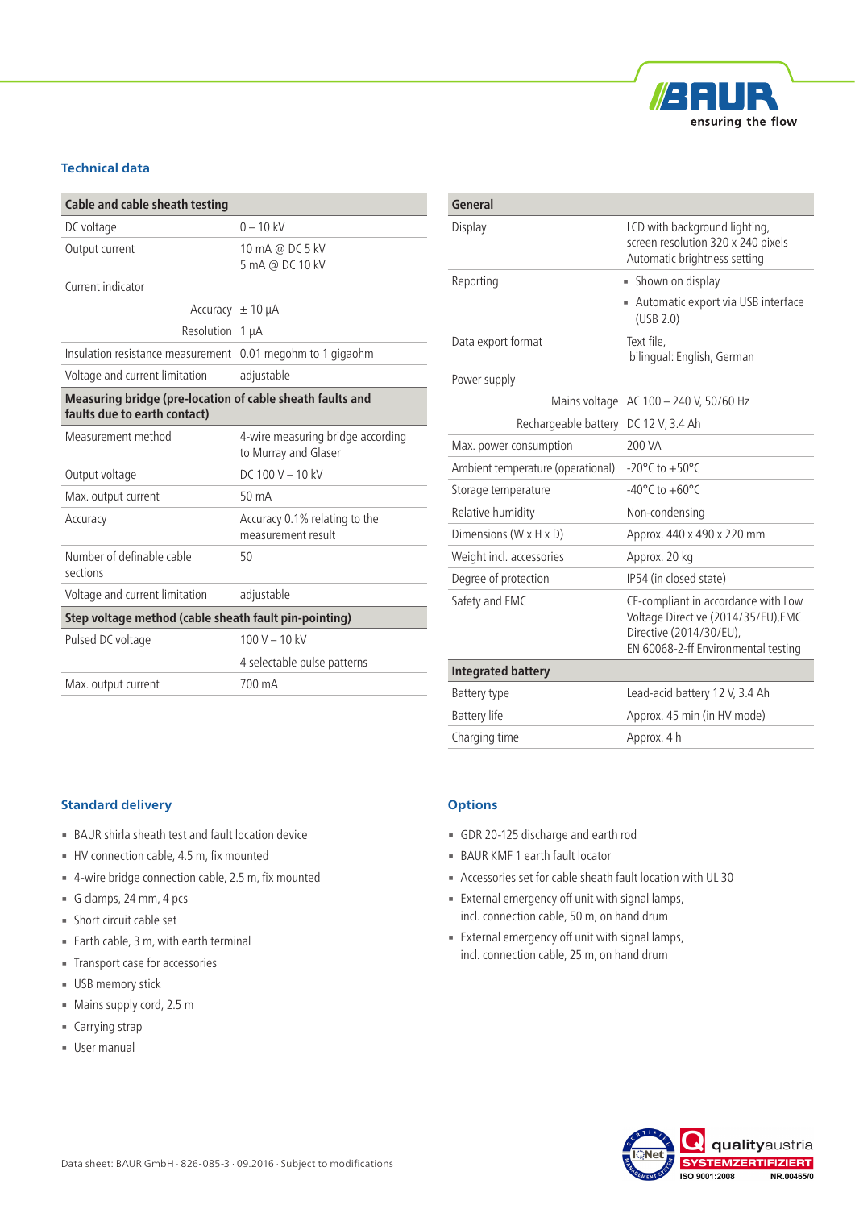## Technical data

| Cable and cable sheath testing | |
|---|---|
| DC voltage | 0 – 10 kV |
| Output current | 10 mA @ DC 5 kV<br>5 mA @ DC 10 kV |
| Current indicator | |
| Accuracy | ± 10 µA |
| Resolution | 1 µA |
| Insulation resistance measurement | 0.01 megohm to 1 gigaohm |
| Voltage and current limitation | adjustable |
| **Measuring bridge (pre-location of cable sheath faults and faults due to earth contact)** | |
| Measurement method | 4-wire measuring bridge according to Murray and Glaser |
| Output voltage | DC 100 V – 10 kV |
| Max. output current | 50 mA |
| Accuracy | Accuracy 0.1% relating to the measurement result |
| Number of definable cable sections | 50 |
| Voltage and current limitation | adjustable |
| **Step voltage method (cable sheath fault pin-pointing)** | |
| Pulsed DC voltage | 100 V – 10 kV |
| | 4 selectable pulse patterns |
| Max. output current | 700 mA |

| General | |
|---|---|
| Display | LCD with background lighting, screen resolution 320 x 240 pixels Automatic brightness setting |
| Reporting | ▪ Shown on display<br>▪ Automatic export via USB interface (USB 2.0) |
| Data export format | Text file, bilingual: English, German |
| Power supply | |
| Mains voltage | AC 100 – 240 V, 50/60 Hz |
| Rechargeable battery | DC 12 V; 3.4 Ah |
| Max. power consumption | 200 VA |
| Ambient temperature (operational) | -20°C to +50°C |
| Storage temperature | -40°C to +60°C |
| Relative humidity | Non-condensing |
| Dimensions (W x H x D) | Approx. 440 x 490 x 220 mm |
| Weight incl. accessories | Approx. 20 kg |
| Degree of protection | IP54 (in closed state) |
| Safety and EMC | CE-compliant in accordance with Low Voltage Directive (2014/35/EU),EMC Directive (2014/30/EU), EN 60068-2-ff Environmental testing |
| **Integrated battery** | |
| Battery type | Lead-acid battery 12 V, 3.4 Ah |
| Battery life | Approx. 45 min (in HV mode) |
| Charging time | Approx. 4 h |

## Standard delivery

- BAUR shirla sheath test and fault location device
- HV connection cable, 4.5 m, fix mounted
- 4-wire bridge connection cable, 2.5 m, fix mounted
- G clamps, 24 mm, 4 pcs
- Short circuit cable set
- Earth cable, 3 m, with earth terminal
- Transport case for accessories
- USB memory stick
- Mains supply cord, 2.5 m
- Carrying strap
- User manual

## Options

- GDR 20-125 discharge and earth rod
- BAUR KMF 1 earth fault locator
- Accessories set for cable sheath fault location with UL 30
- External emergency off unit with signal lamps, incl. connection cable, 50 m, on hand drum
- External emergency off unit with signal lamps, incl. connection cable, 25 m, on hand drum

Data sheet: BAUR GmbH · 826-085-3 · 09.2016 · Subject to modifications